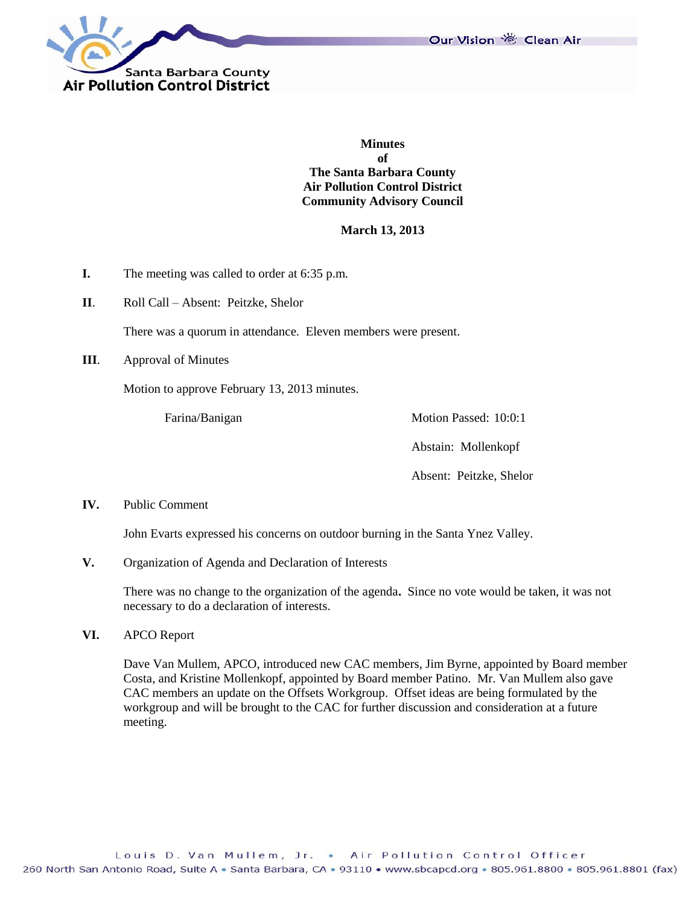**Minutes**
**of**
**The Santa Barbara County**
**Air Pollution Control District**
**Community Advisory Council**

**March 13, 2013**

**I.** The meeting was called to order at 6:35 p.m.

**II**. Roll Call – Absent: Peitzke, Shelor

There was a quorum in attendance. Eleven members were present.

**III**. Approval of Minutes

Motion to approve February 13, 2013 minutes.

Farina/Banigan — Motion Passed: 10:0:1

Abstain: Mollenkopf

Absent: Peitzke, Shelor

**IV.** Public Comment

John Evarts expressed his concerns on outdoor burning in the Santa Ynez Valley.

**V.** Organization of Agenda and Declaration of Interests

There was no change to the organization of the agenda**.** Since no vote would be taken, it was not necessary to do a declaration of interests.

**VI.** APCO Report

Dave Van Mullem, APCO, introduced new CAC members, Jim Byrne, appointed by Board member Costa, and Kristine Mollenkopf, appointed by Board member Patino. Mr. Van Mullem also gave CAC members an update on the Offsets Workgroup. Offset ideas are being formulated by the workgroup and will be brought to the CAC for further discussion and consideration at a future meeting.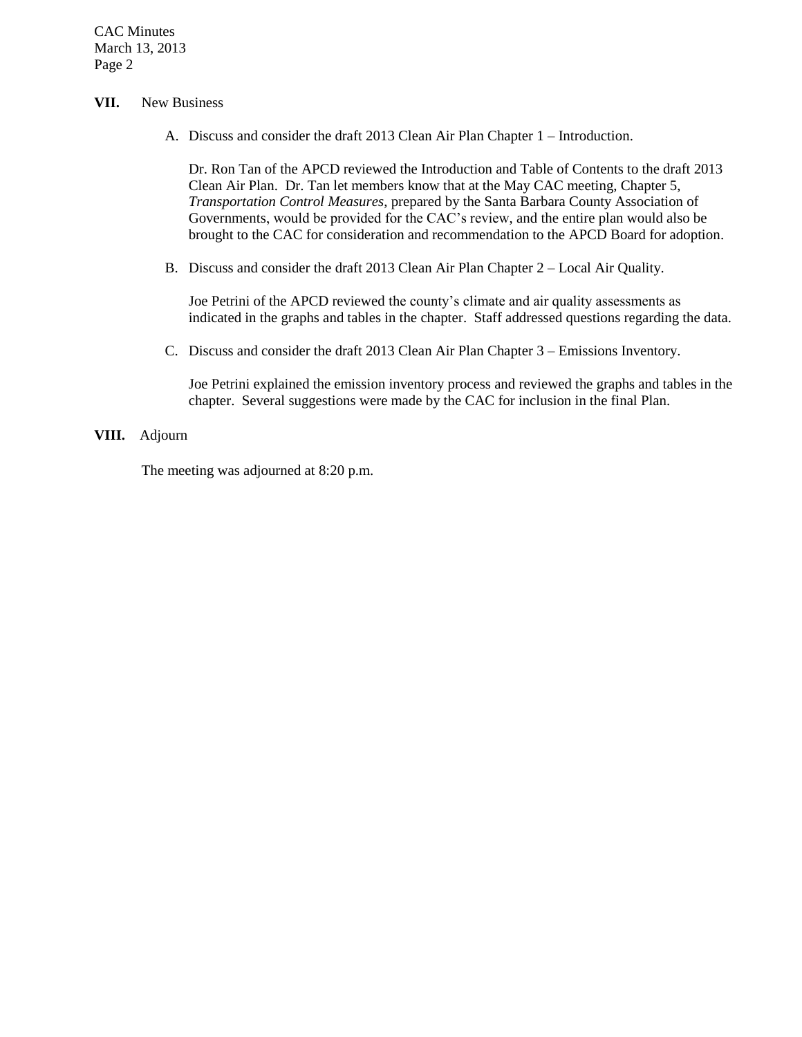## VII. New Business

A. Discuss and consider the draft 2013 Clean Air Plan Chapter 1 – Introduction.

Dr. Ron Tan of the APCD reviewed the Introduction and Table of Contents to the draft 2013 Clean Air Plan. Dr. Tan let members know that at the May CAC meeting, Chapter 5, *Transportation Control Measures*, prepared by the Santa Barbara County Association of Governments, would be provided for the CAC's review, and the entire plan would also be brought to the CAC for consideration and recommendation to the APCD Board for adoption.

B. Discuss and consider the draft 2013 Clean Air Plan Chapter 2 – Local Air Quality.

Joe Petrini of the APCD reviewed the county's climate and air quality assessments as indicated in the graphs and tables in the chapter. Staff addressed questions regarding the data.

C. Discuss and consider the draft 2013 Clean Air Plan Chapter 3 – Emissions Inventory.

Joe Petrini explained the emission inventory process and reviewed the graphs and tables in the chapter. Several suggestions were made by the CAC for inclusion in the final Plan.

## VIII. Adjourn

The meeting was adjourned at 8:20 p.m.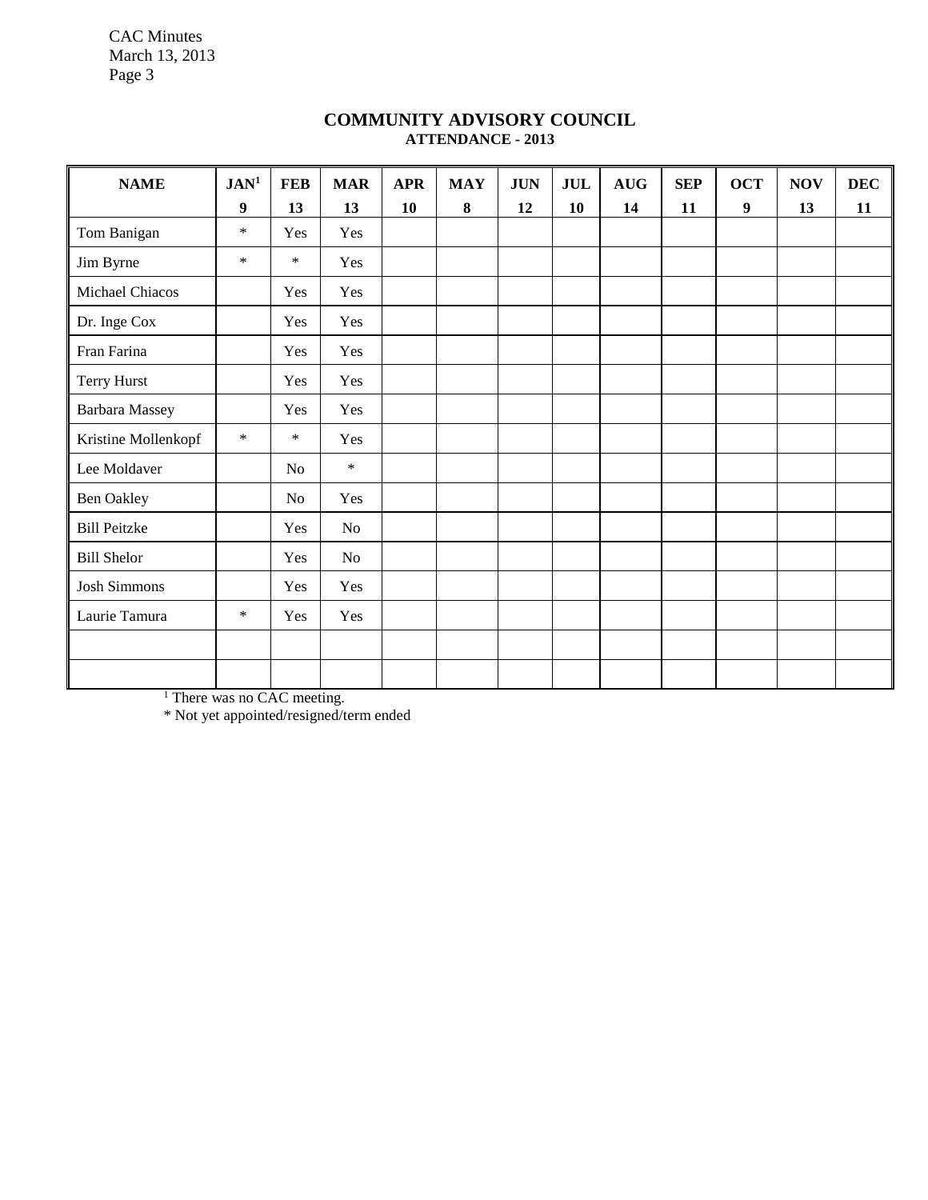## COMMUNITY ADVISORY COUNCIL

### ATTENDANCE - 2013

| NAME | JAN[1] 9 | FEB 13 | MAR 13 | APR 10 | MAY 8 | JUN 12 | JUL 10 | AUG 14 | SEP 11 | OCT 9 | NOV 13 | DEC 11 |
|---|---|---|---|---|---|---|---|---|---|---|---|---|
| Tom Banigan | * | Yes | Yes | | | | | | | | | |
| Jim Byrne | * | * | Yes | | | | | | | | | |
| Michael Chiacos | | Yes | Yes | | | | | | | | | |
| Dr. Inge Cox | | Yes | Yes | | | | | | | | | |
| Fran Farina | | Yes | Yes | | | | | | | | | |
| Terry Hurst | | Yes | Yes | | | | | | | | | |
| Barbara Massey | | Yes | Yes | | | | | | | | | |
| Kristine Mollenkopf | * | * | Yes | | | | | | | | | |
| Lee Moldaver | | No | * | | | | | | | | | |
| Ben Oakley | | No | Yes | | | | | | | | | |
| Bill Peitzke | | Yes | No | | | | | | | | | |
| Bill Shelor | | Yes | No | | | | | | | | | |
| Josh Simmons | | Yes | Yes | | | | | | | | | |
| Laurie Tamura | * | Yes | Yes | | | | | | | | | |
| | | | | | | | | | | | | |
| | | | | | | | | | | | | |

[1] There was no CAC meeting.

* Not yet appointed/resigned/term ended